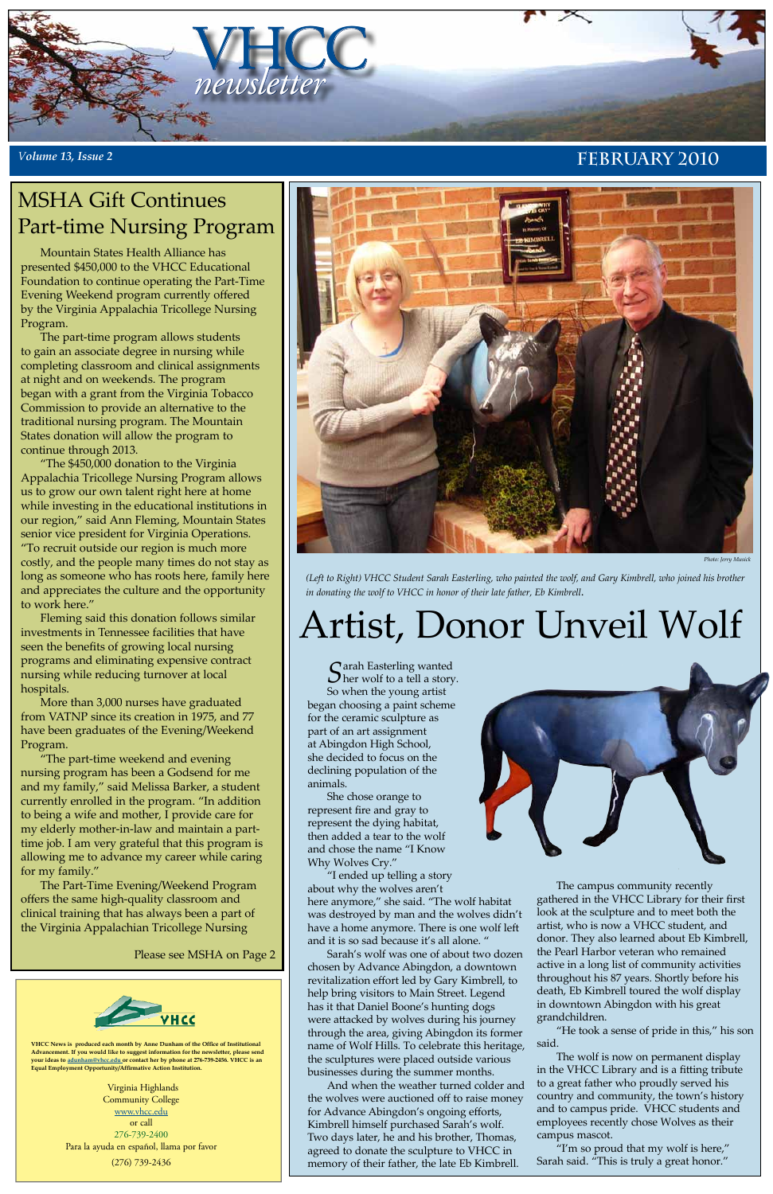# VHCC newsletter

*Volume 13, Issue 2* **FEBRUARY 2010**

## MSHA Gift Continues Part-time Nursing Program

Mountain States Health Alliance has presented $450,000 to the VHCC Educational Foundation to continue operating the Part-Time Evening Weekend program currently offered by the Virginia Appalachia Tricollege Nursing Program.

The part-time program allows students to gain an associate degree in nursing while completing classroom and clinical assignments at night and on weekends. The program began with a grant from the Virginia Tobacco Commission to provide an alternative to the traditional nursing program. The Mountain States donation will allow the program to continue through 2013.

"The $450,000 donation to the Virginia Appalachia Tricollege Nursing Program allows us to grow our own talent right here at home while investing in the educational institutions in our region," said Ann Fleming, Mountain States senior vice president for Virginia Operations. "To recruit outside our region is much more costly, and the people many times do not stay as long as someone who has roots here, family here and appreciates the culture and the opportunity to work here."

Fleming said this donation follows similar investments in Tennessee facilities that have seen the benefits of growing local nursing programs and eliminating expensive contract nursing while reducing turnover at local hospitals.

More than 3,000 nurses have graduated from VATNP since its creation in 1975, and 77 have been graduates of the Evening/Weekend Program.

"The part-time weekend and evening nursing program has been a Godsend for me and my family," said Melissa Barker, a student currently enrolled in the program. "In addition to being a wife and mother, I provide care for my elderly mother-in-law and maintain a part-time job. I am very grateful that this program is allowing me to advance my career while caring for my family."

The Part-Time Evening/Weekend Program offers the same high-quality classroom and clinical training that has always been a part of the Virginia Appalachian Tricollege Nursing

Please see MSHA on Page 2

Photo: Jerry Mussick

*(Left to Right) VHCC Student Sarah Easterling, who painted the wolf, and Gary Kimbrell, who joined his brother in donating the wolf to VHCC in honor of their late father, Eb Kimbrell.*

# Artist, Donor Unveil Wolf

Sarah Easterling wanted her wolf to a tell a story. So when the young artist began choosing a paint scheme for the ceramic sculpture as part of an art assignment at Abingdon High School, she decided to focus on the declining population of the animals.

She chose orange to represent fire and gray to represent the dying habitat, then added a tear to the wolf and chose the name "I Know Why Wolves Cry."

"I ended up telling a story about why the wolves aren't here anymore," she said. "The wolf habitat was destroyed by man and the wolves didn't have a home anymore. There is one wolf left and it is so sad because it's all alone. "

Sarah's wolf was one of about two dozen chosen by Advance Abingdon, a downtown revitalization effort led by Gary Kimbrell, to help bring visitors to Main Street. Legend has it that Daniel Boone's hunting dogs were attacked by wolves during his journey through the area, giving Abingdon its former name of Wolf Hills. To celebrate this heritage, the sculptures were placed outside various businesses during the summer months.

And when the weather turned colder and the wolves were auctioned off to raise money for Advance Abingdon's ongoing efforts, Kimbrell himself purchased Sarah's wolf. Two days later, he and his brother, Thomas, agreed to donate the sculpture to VHCC in memory of their father, the late Eb Kimbrell.

The campus community recently gathered in the VHCC Library for their first look at the sculpture and to meet both the artist, who is now a VHCC student, and donor. They also learned about Eb Kimbrell, the Pearl Harbor veteran who remained active in a long list of community activities throughout his 87 years. Shortly before his death, Eb Kimbrell toured the wolf display in downtown Abingdon with his great grandchildren.

"He took a sense of pride in this," his son said.

The wolf is now on permanent display in the VHCC Library and is a fitting tribute to a great father who proudly served his country and community, the town's history and to campus pride. VHCC students and employees recently chose Wolves as their campus mascot.

"I'm so proud that my wolf is here," Sarah said. "This is truly a great honor."

---

**VHCC News is produced each month by Anne Dunham of the Office of Institutional Advancement. If you would like to suggest information for the newsletter, please send your ideas to adunham@vhcc.edu or contact her by phone at 276-739-2456. VHCC is an Equal Employment Opportunity/Affirmative Action Institution.**

Virginia Highlands
Community College
www.vhcc.edu
or call
276-739-2400
Para la ayuda en español, llama por favor
(276) 739-2436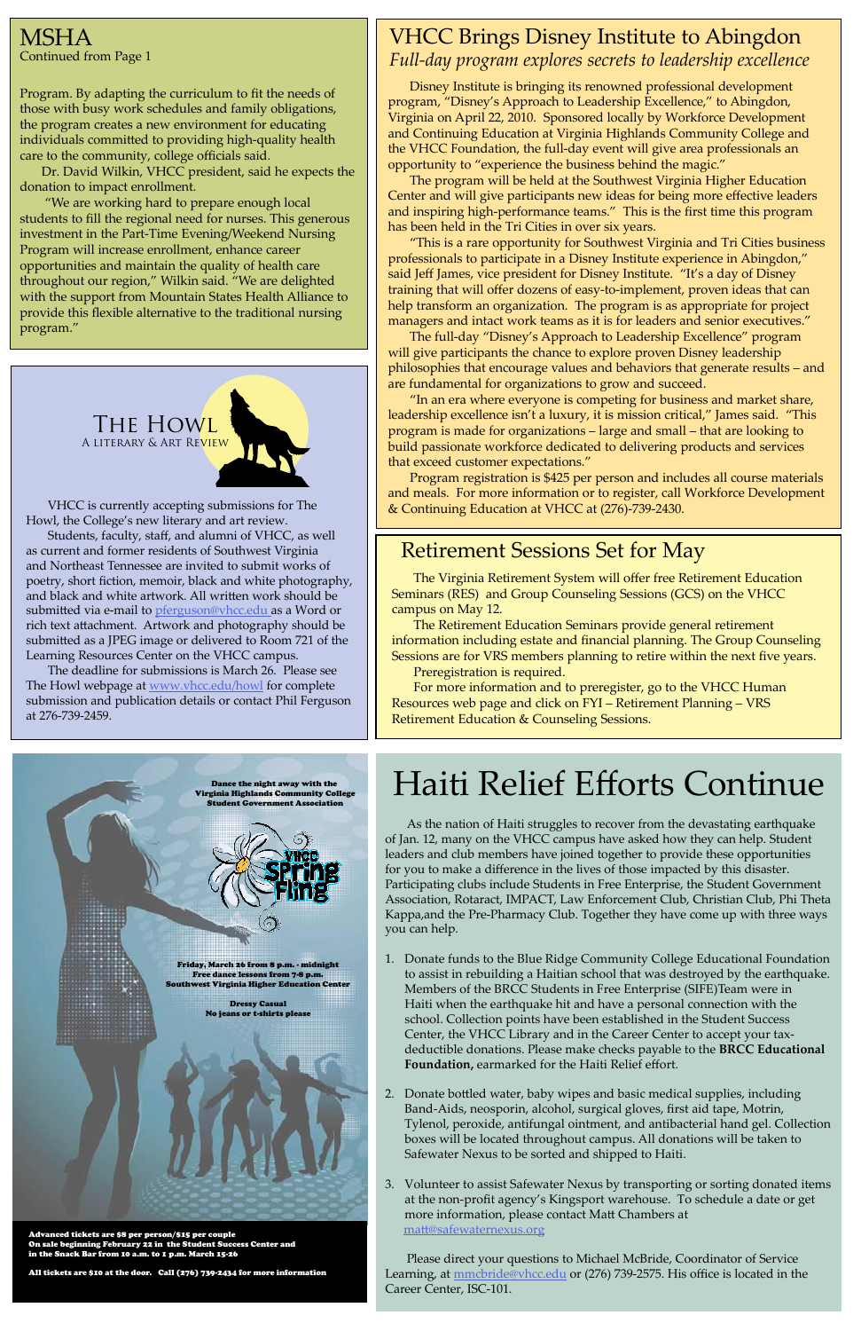# MSHA

Continued from Page 1

Program. By adapting the curriculum to fit the needs of those with busy work schedules and family obligations, the program creates a new environment for educating individuals committed to providing high-quality health care to the community, college officials said.

Dr. David Wilkin, VHCC president, said he expects the donation to impact enrollment.

"We are working hard to prepare enough local students to fill the regional need for nurses. This generous investment in the Part-Time Evening/Weekend Nursing Program will increase enrollment, enhance career opportunities and maintain the quality of health care throughout our region," Wilkin said. "We are delighted with the support from Mountain States Health Alliance to provide this flexible alternative to the traditional nursing program."

# The Howl

A Literary & Art Review

VHCC is currently accepting submissions for The Howl, the College's new literary and art review.

Students, faculty, staff, and alumni of VHCC, as well as current and former residents of Southwest Virginia and Northeast Tennessee are invited to submit works of poetry, short fiction, memoir, black and white photography, and black and white artwork. All written work should be submitted via e-mail to pferguson@vhcc.edu as a Word or rich text attachment. Artwork and photography should be submitted as a JPEG image or delivered to Room 721 of the Learning Resources Center on the VHCC campus.

The deadline for submissions is March 26. Please see The Howl webpage at www.vhcc.edu/howl for complete submission and publication details or contact Phil Ferguson at 276-739-2459.

# VHCC Brings Disney Institute to Abingdon

*Full-day program explores secrets to leadership excellence*

Disney Institute is bringing its renowned professional development program, "Disney's Approach to Leadership Excellence," to Abingdon, Virginia on April 22, 2010. Sponsored locally by Workforce Development and Continuing Education at Virginia Highlands Community College and the VHCC Foundation, the full-day event will give area professionals an opportunity to "experience the business behind the magic."

The program will be held at the Southwest Virginia Higher Education Center and will give participants new ideas for being more effective leaders and inspiring high-performance teams." This is the first time this program has been held in the Tri Cities in over six years.

"This is a rare opportunity for Southwest Virginia and Tri Cities business professionals to participate in a Disney Institute experience in Abingdon," said Jeff James, vice president for Disney Institute. "It's a day of Disney training that will offer dozens of easy-to-implement, proven ideas that can help transform an organization. The program is as appropriate for project managers and intact work teams as it is for leaders and senior executives."

The full-day "Disney's Approach to Leadership Excellence" program will give participants the chance to explore proven Disney leadership philosophies that encourage values and behaviors that generate results – and are fundamental for organizations to grow and succeed.

"In an era where everyone is competing for business and market share, leadership excellence isn't a luxury, it is mission critical," James said. "This program is made for organizations – large and small – that are looking to build passionate workforce dedicated to delivering products and services that exceed customer expectations."

Program registration is $425 per person and includes all course materials and meals. For more information or to register, call Workforce Development & Continuing Education at VHCC at (276)-739-2430.

# Retirement Sessions Set for May

The Virginia Retirement System will offer free Retirement Education Seminars (RES) and Group Counseling Sessions (GCS) on the VHCC campus on May 12.

The Retirement Education Seminars provide general retirement information including estate and financial planning. The Group Counseling Sessions are for VRS members planning to retire within the next five years.

Preregistration is required.

For more information and to preregister, go to the VHCC Human Resources web page and click on FYI – Retirement Planning – VRS Retirement Education & Counseling Sessions.

**Dance the night away with the Virginia Highlands Community College Student Government Association**

**VHCC Spring Fling**

**Friday, March 26 from 8 p.m. - midnight**
**Free dance lessons from 7-8 p.m.**
**Southwest Virginia Higher Education Center**

**Dressy Casual**
**No jeans or t-shirts please**

**Advanced tickets are $8 per person/$15 per couple**
**On sale beginning February 22 in the Student Success Center and in the Snack Bar from 10 a.m. to 1 p.m. March 15-26**

**All tickets are $10 at the door. Call (276) 739-2434 for more information**

# Haiti Relief Efforts Continue

As the nation of Haiti struggles to recover from the devastating earthquake of Jan. 12, many on the VHCC campus have asked how they can help. Student leaders and club members have joined together to provide these opportunities for you to make a difference in the lives of those impacted by this disaster. Participating clubs include Students in Free Enterprise, the Student Government Association, Rotaract, IMPACT, Law Enforcement Club, Christian Club, Phi Theta Kappa,and the Pre-Pharmacy Club. Together they have come up with three ways you can help.

1. Donate funds to the Blue Ridge Community College Educational Foundation to assist in rebuilding a Haitian school that was destroyed by the earthquake. Members of the BRCC Students in Free Enterprise (SIFE)Team were in Haiti when the earthquake hit and have a personal connection with the school. Collection points have been established in the Student Success Center, the VHCC Library and in the Career Center to accept your tax-deductible donations. Please make checks payable to the **BRCC Educational Foundation,** earmarked for the Haiti Relief effort.

2. Donate bottled water, baby wipes and basic medical supplies, including Band-Aids, neosporin, alcohol, surgical gloves, first aid tape, Motrin, Tylenol, peroxide, antifungal ointment, and antibacterial hand gel. Collection boxes will be located throughout campus. All donations will be taken to Safewater Nexus to be sorted and shipped to Haiti.

3. Volunteer to assist Safewater Nexus by transporting or sorting donated items at the non-profit agency's Kingsport warehouse. To schedule a date or get more information, please contact Matt Chambers at matt@safewaternexus.org

Please direct your questions to Michael McBride, Coordinator of Service Learning, at mmcbride@vhcc.edu or (276) 739-2575. His office is located in the Career Center, ISC-101.